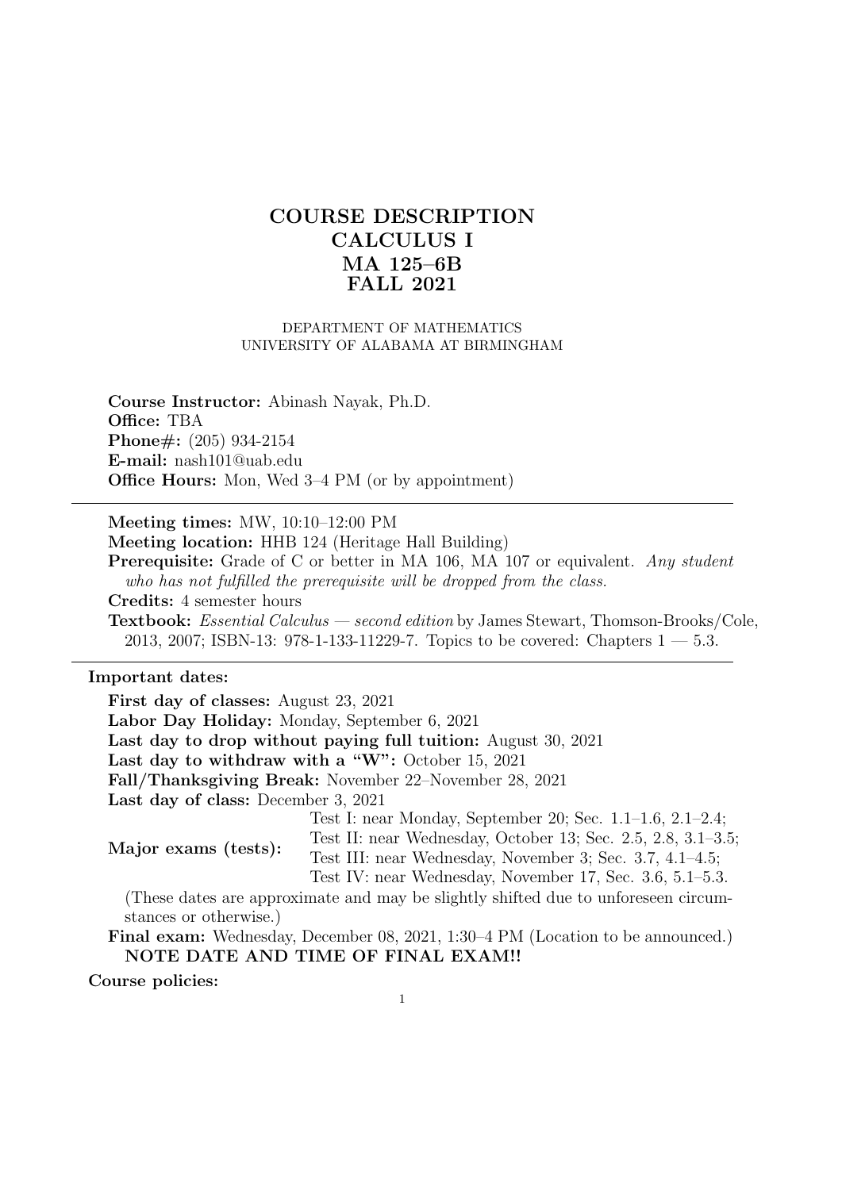# COURSE DESCRIPTION
# CALCULUS I
# MA 125–6B
# FALL 2021

DEPARTMENT OF MATHEMATICS
UNIVERSITY OF ALABAMA AT BIRMINGHAM

**Course Instructor:** Abinash Nayak, Ph.D.
**Office:** TBA
**Phone#:** (205) 934-2154
**E-mail:** nash101@uab.edu
**Office Hours:** Mon, Wed 3–4 PM (or by appointment)

---

**Meeting times:** MW, 10:10–12:00 PM
**Meeting location:** HHB 124 (Heritage Hall Building)
**Prerequisite:** Grade of C or better in MA 106, MA 107 or equivalent. *Any student who has not fulfilled the prerequisite will be dropped from the class.*
**Credits:** 4 semester hours
**Textbook:** *Essential Calculus — second edition* by James Stewart, Thomson-Brooks/Cole, 2013, 2007; ISBN-13: 978-1-133-11229-7. Topics to be covered: Chapters 1 — 5.3.

---

**Important dates:**

**First day of classes:** August 23, 2021
**Labor Day Holiday:** Monday, September 6, 2021
**Last day to drop without paying full tuition:** August 30, 2021
**Last day to withdraw with a "W":** October 15, 2021
**Fall/Thanksgiving Break:** November 22–November 28, 2021
**Last day of class:** December 3, 2021

**Major exams (tests):**
- Test I: near Monday, September 20; Sec. 1.1–1.6, 2.1–2.4;
- Test II: near Wednesday, October 13; Sec. 2.5, 2.8, 3.1–3.5;
- Test III: near Wednesday, November 3; Sec. 3.7, 4.1–4.5;
- Test IV: near Wednesday, November 17, Sec. 3.6, 5.1–5.3.

(These dates are approximate and may be slightly shifted due to unforeseen circumstances or otherwise.)

**Final exam:** Wednesday, December 08, 2021, 1:30–4 PM (Location to be announced.)
**NOTE DATE AND TIME OF FINAL EXAM!!**

**Course policies:**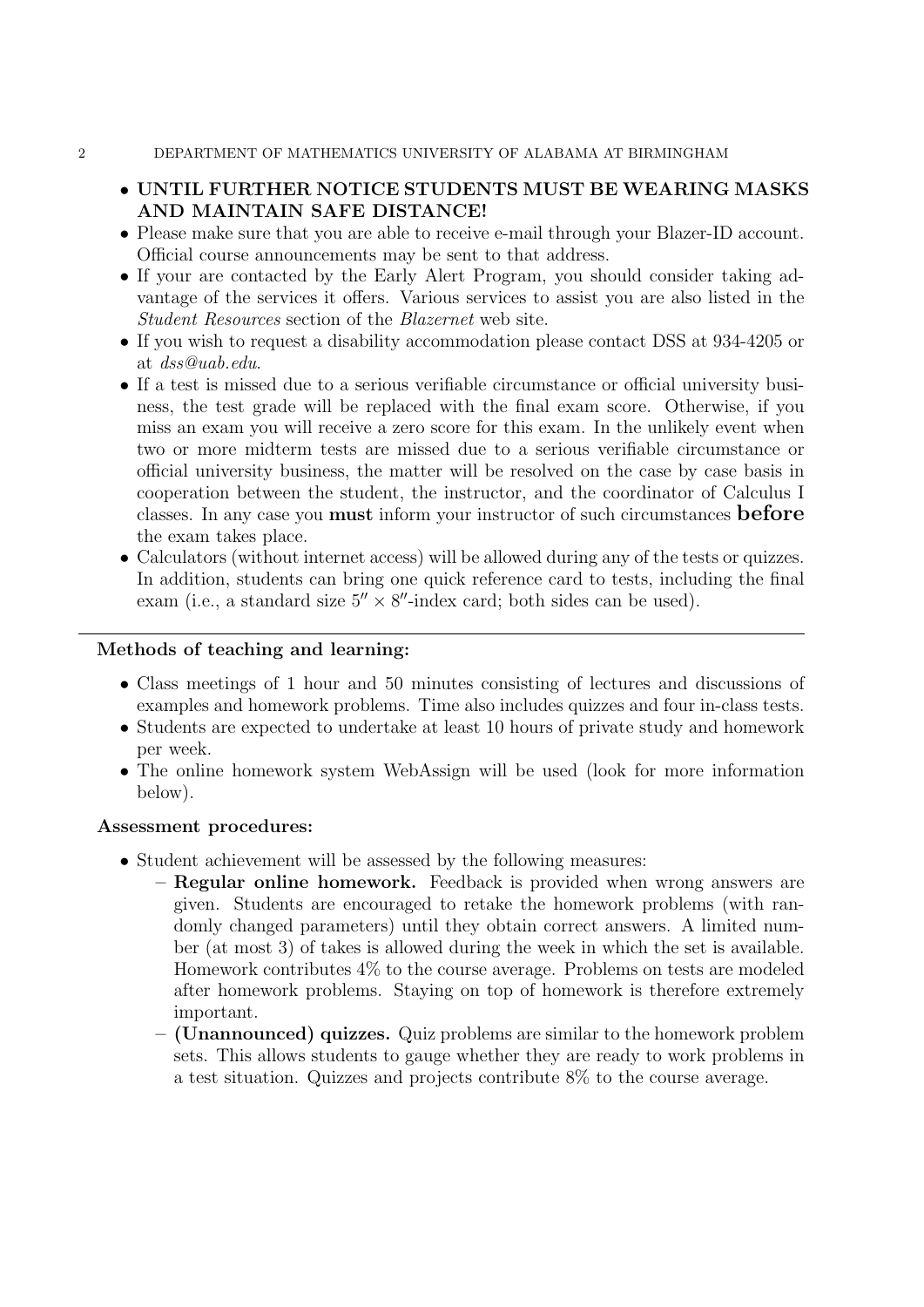- **UNTIL FURTHER NOTICE STUDENTS MUST BE WEARING MASKS AND MAINTAIN SAFE DISTANCE!**
- Please make sure that you are able to receive e-mail through your Blazer-ID account. Official course announcements may be sent to that address.
- If your are contacted by the Early Alert Program, you should consider taking advantage of the services it offers. Various services to assist you are also listed in the *Student Resources* section of the *Blazernet* web site.
- If you wish to request a disability accommodation please contact DSS at 934-4205 or at *dss@uab.edu*.
- If a test is missed due to a serious verifiable circumstance or official university business, the test grade will be replaced with the final exam score. Otherwise, if you miss an exam you will receive a zero score for this exam. In the unlikely event when two or more midterm tests are missed due to a serious verifiable circumstance or official university business, the matter will be resolved on the case by case basis in cooperation between the student, the instructor, and the coordinator of Calculus I classes. In any case you **must** inform your instructor of such circumstances **before** the exam takes place.
- Calculators (without internet access) will be allowed during any of the tests or quizzes. In addition, students can bring one quick reference card to tests, including the final exam (i.e., a standard size $5'' \times 8''$-index card; both sides can be used).

---

**Methods of teaching and learning:**

- Class meetings of 1 hour and 50 minutes consisting of lectures and discussions of examples and homework problems. Time also includes quizzes and four in-class tests.
- Students are expected to undertake at least 10 hours of private study and homework per week.
- The online homework system WebAssign will be used (look for more information below).

**Assessment procedures:**

- Student achievement will be assessed by the following measures:
  - **Regular online homework.** Feedback is provided when wrong answers are given. Students are encouraged to retake the homework problems (with randomly changed parameters) until they obtain correct answers. A limited number (at most 3) of takes is allowed during the week in which the set is available. Homework contributes 4% to the course average. Problems on tests are modeled after homework problems. Staying on top of homework is therefore extremely important.
  - **(Unannounced) quizzes.** Quiz problems are similar to the homework problem sets. This allows students to gauge whether they are ready to work problems in a test situation. Quizzes and projects contribute 8% to the course average.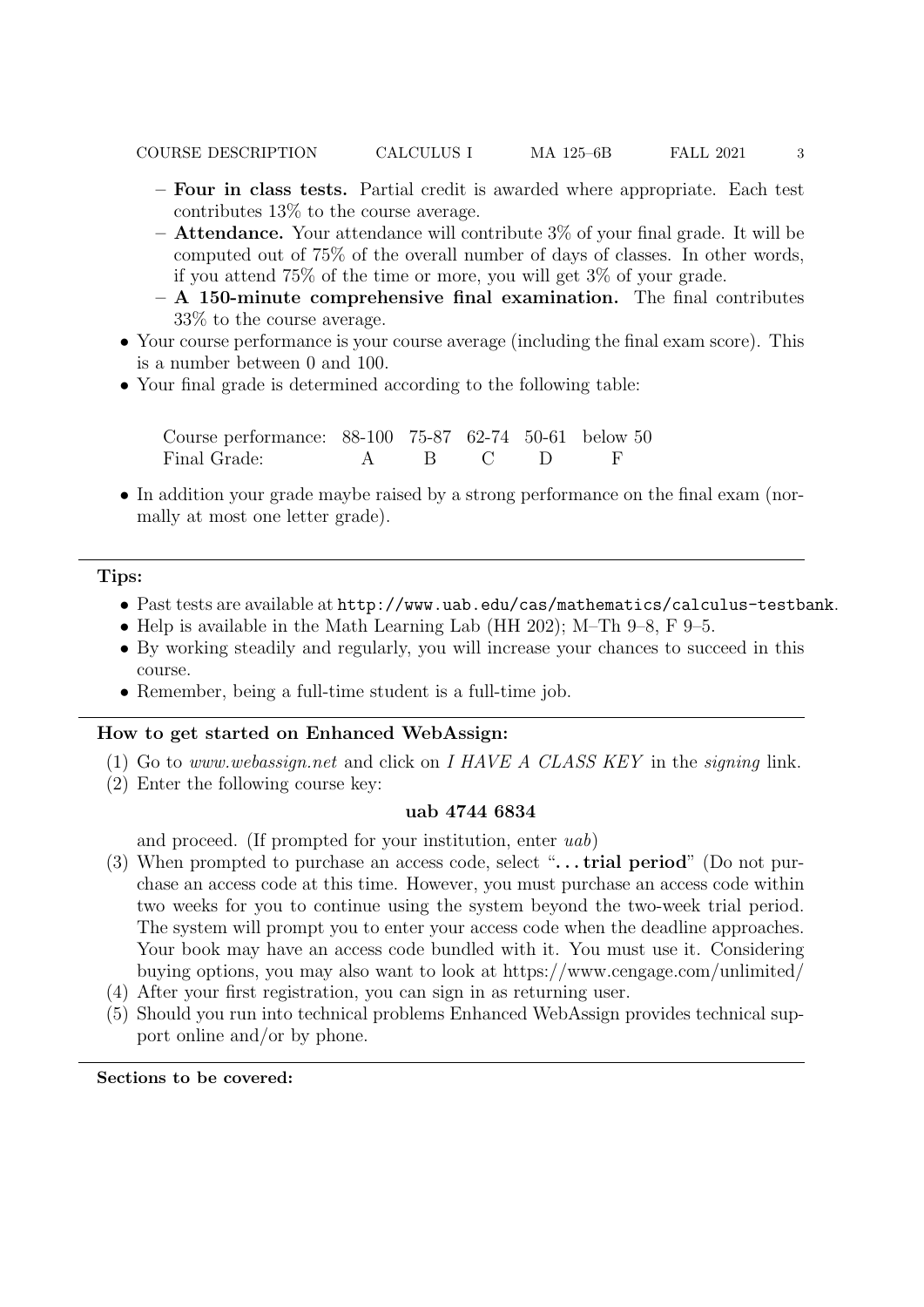- **Four in class tests.** Partial credit is awarded where appropriate. Each test contributes 13% to the course average.
  - **Attendance.** Your attendance will contribute 3% of your final grade. It will be computed out of 75% of the overall number of days of classes. In other words, if you attend 75% of the time or more, you will get 3% of your grade.
  - **A 150-minute comprehensive final examination.** The final contributes 33% to the course average.
- Your course performance is your course average (including the final exam score). This is a number between 0 and 100.
- Your final grade is determined according to the following table:

| Course performance: | 88-100 | 75-87 | 62-74 | 50-61 | below 50 |
|---|---|---|---|---|---|
| Final Grade: | A | B | C | D | F |

- In addition your grade maybe raised by a strong performance on the final exam (normally at most one letter grade).

---

**Tips:**

- Past tests are available at `http://www.uab.edu/cas/mathematics/calculus-testbank`.
- Help is available in the Math Learning Lab (HH 202); M–Th 9–8, F 9–5.
- By working steadily and regularly, you will increase your chances to succeed in this course.
- Remember, being a full-time student is a full-time job.

---

**How to get started on Enhanced WebAssign:**

(1) Go to *www.webassign.net* and click on *I HAVE A CLASS KEY* in the *signing* link.

(2) Enter the following course key:

**uab 4744 6834**

and proceed. (If prompted for your institution, enter *uab*)

(3) When prompted to purchase an access code, select "**. . . trial period**" (Do not purchase an access code at this time. However, you must purchase an access code within two weeks for you to continue using the system beyond the two-week trial period. The system will prompt you to enter your access code when the deadline approaches. Your book may have an access code bundled with it. You must use it. Considering buying options, you may also want to look at https://www.cengage.com/unlimited/

(4) After your first registration, you can sign in as returning user.

(5) Should you run into technical problems Enhanced WebAssign provides technical support online and/or by phone.

---

**Sections to be covered:**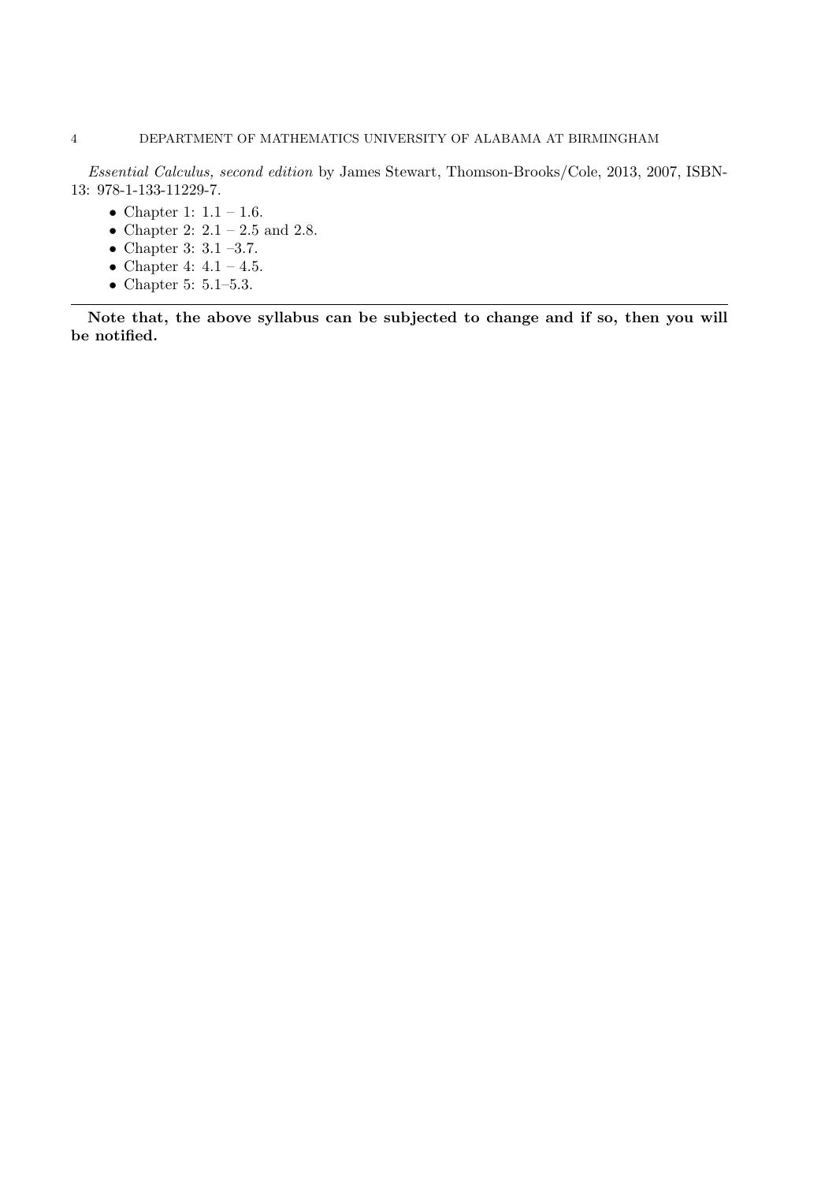*Essential Calculus, second edition* by James Stewart, Thomson-Brooks/Cole, 2013, 2007, ISBN-13: 978-1-133-11229-7.

- Chapter 1: 1.1 – 1.6.
- Chapter 2: 2.1 – 2.5 and 2.8.
- Chapter 3: 3.1 –3.7.
- Chapter 4: 4.1 – 4.5.
- Chapter 5: 5.1–5.3.

---

**Note that, the above syllabus can be subjected to change and if so, then you will be notified.**